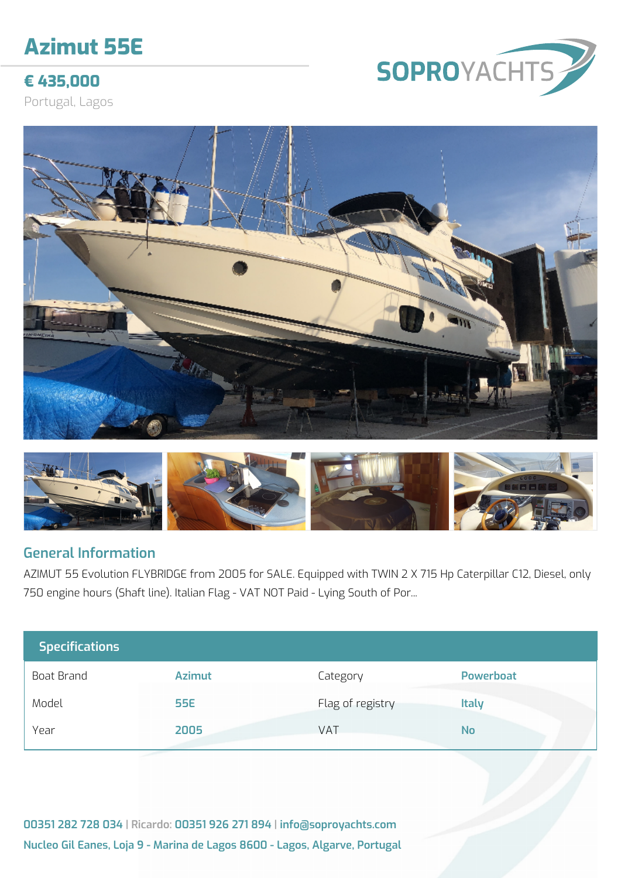# Azimut 55E

## € 435,000

Portugal, Lagos

SOPROYACHTS

## General Information

AZIMUT 55 Evolution FLYBRIDGE from 2005 for SALE. Equipped with TWIN 2 X 715 Hp Caterpillar C12, Diesel, only 750 engine hours (Shaft line). Italian Flag - VAT NOT Paid - Lying South of Por...

## Specifications

| | | | |
|---|---|---|---|
| Boat Brand | **Azimut** | Category | **Powerboat** |
| Model | **55E** | Flag of registry | **Italy** |
| Year | **2005** | VAT | **No** |

**00351 282 728 034** | Ricardo: **00351 926 271 894** | **info@soproyachts.com**

**Nucleo Gil Eanes, Loja 9 - Marina de Lagos 8600 - Lagos, Algarve, Portugal**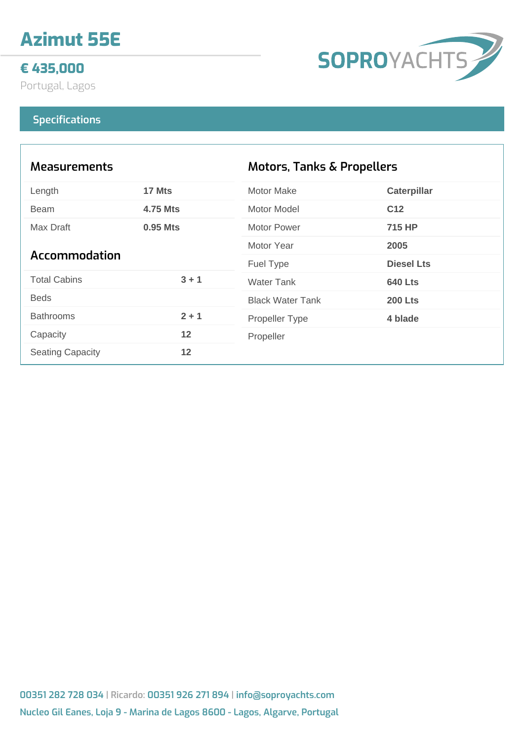# Azimut 55E

## € 435,000

Portugal, Lagos

SOPROYACHTS

## Specifications

### Measurements

| | |
|---|---|
| Length | **17 Mts** |
| Beam | **4.75 Mts** |
| Max Draft | **0.95 Mts** |

### Accommodation

| | |
|---|---|
| Total Cabins | **3 + 1** |
| Beds | |
| Bathrooms | **2 + 1** |
| Capacity | **12** |
| Seating Capacity | **12** |

### Motors, Tanks & Propellers

| | |
|---|---|
| Motor Make | **Caterpillar** |
| Motor Model | **C12** |
| Motor Power | **715 HP** |
| Motor Year | **2005** |
| Fuel Type | **Diesel Lts** |
| Water Tank | **640 Lts** |
| Black Water Tank | **200 Lts** |
| Propeller Type | **4 blade** |
| Propeller | |

00351 282 728 034 | Ricardo: 00351 926 271 894 | info@soproyachts.com

Nucleo Gil Eanes, Loja 9 - Marina de Lagos 8600 - Lagos, Algarve, Portugal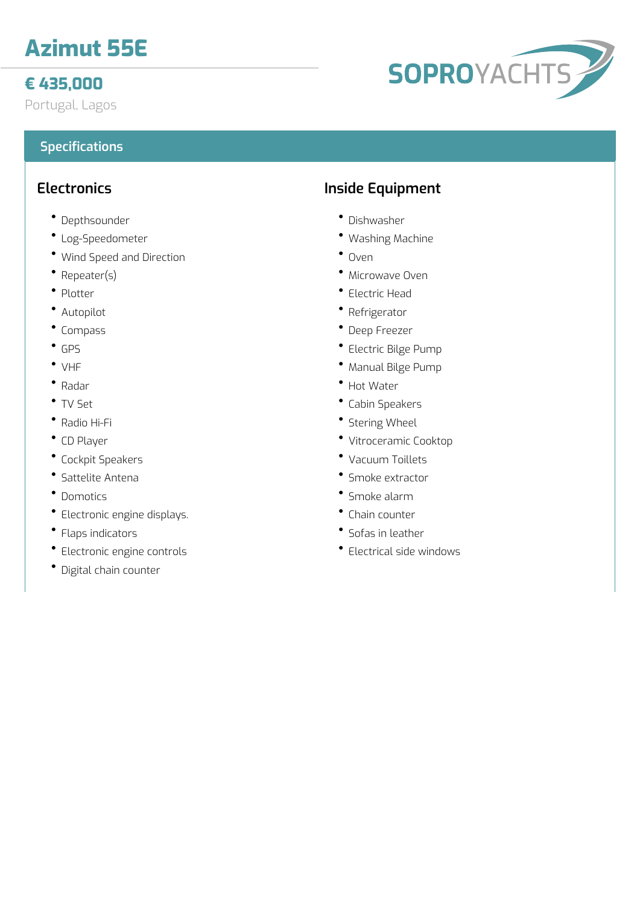# Azimut 55E

## € 435,000

Portugal, Lagos

SOPROYACHTS

## Specifications

### Electronics

- Depthsounder
- Log-Speedometer
- Wind Speed and Direction
- Repeater(s)
- Plotter
- Autopilot
- Compass
- GPS
- VHF
- Radar
- TV Set
- Radio Hi-Fi
- CD Player
- Cockpit Speakers
- Sattelite Antena
- Domotics
- Electronic engine displays.
- Flaps indicators
- Electronic engine controls
- Digital chain counter

### Inside Equipment

- Dishwasher
- Washing Machine
- Oven
- Microwave Oven
- Electric Head
- Refrigerator
- Deep Freezer
- Electric Bilge Pump
- Manual Bilge Pump
- Hot Water
- Cabin Speakers
- Stering Wheel
- Vitroceramic Cooktop
- Vacuum Toillets
- Smoke extractor
- Smoke alarm
- Chain counter
- Sofas in leather
- Electrical side windows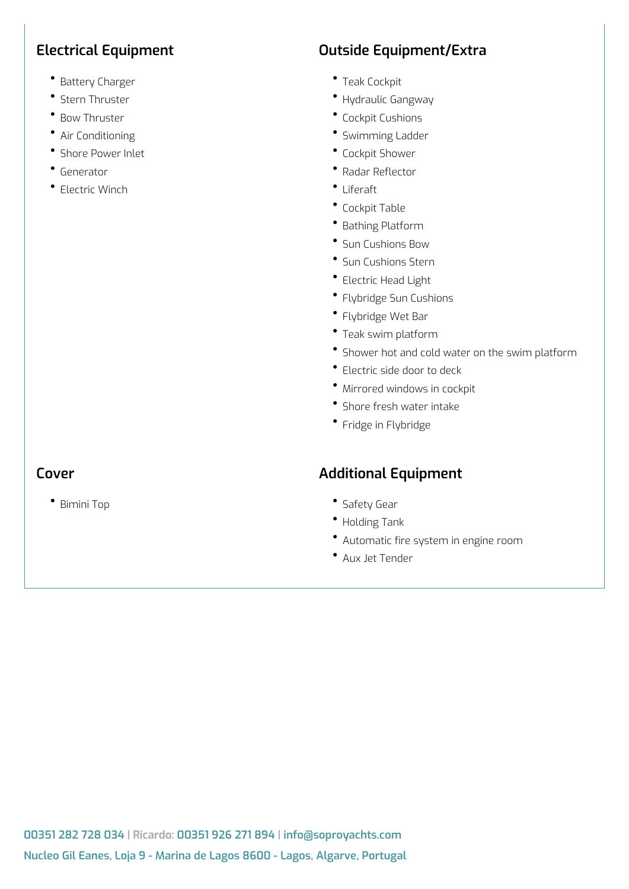## Electrical Equipment

- Battery Charger
- Stern Thruster
- Bow Thruster
- Air Conditioning
- Shore Power Inlet
- Generator
- Electric Winch

## Outside Equipment/Extra

- Teak Cockpit
- Hydraulic Gangway
- Cockpit Cushions
- Swimming Ladder
- Cockpit Shower
- Radar Reflector
- Liferaft
- Cockpit Table
- Bathing Platform
- Sun Cushions Bow
- Sun Cushions Stern
- Electric Head Light
- Flybridge Sun Cushions
- Flybridge Wet Bar
- Teak swim platform
- Shower hot and cold water on the swim platform
- Electric side door to deck
- Mirrored windows in cockpit
- Shore fresh water intake
- Fridge in Flybridge

## Cover

- Bimini Top

## Additional Equipment

- Safety Gear
- Holding Tank
- Automatic fire system in engine room
- Aux Jet Tender

**00351 282 728 034** | Ricardo: **00351 926 271 894** | **info@soproyachts.com**

**Nucleo Gil Eanes, Loja 9 - Marina de Lagos 8600 - Lagos, Algarve, Portugal**